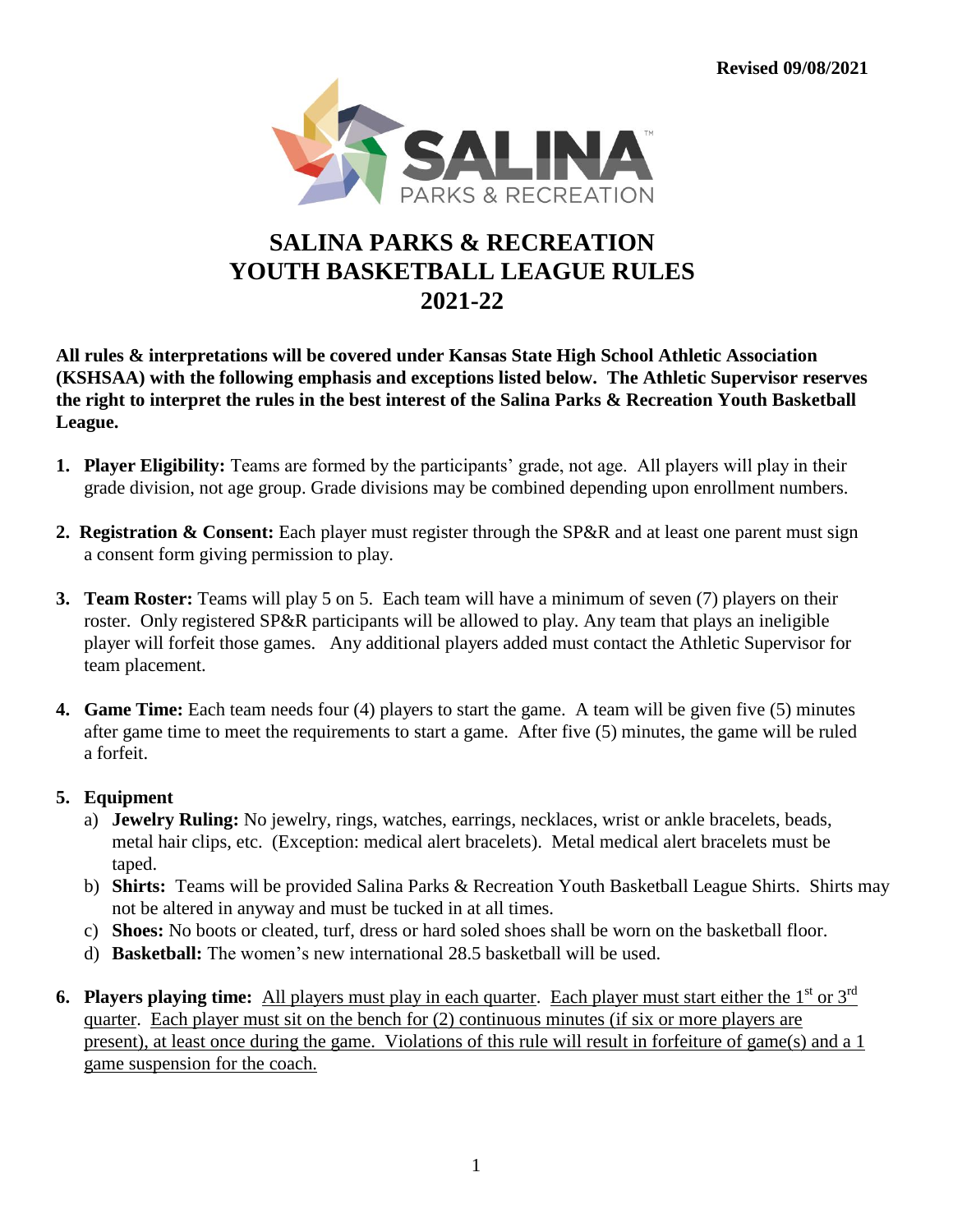**Revised 09/08/2021**

# SALINA PARKS & RECREATION
# YOUTH BASKETBALL LEAGUE RULES
# 2021-22

**All rules & interpretations will be covered under Kansas State High School Athletic Association (KSHSAA) with the following emphasis and exceptions listed below. The Athletic Supervisor reserves the right to interpret the rules in the best interest of the Salina Parks & Recreation Youth Basketball League.**

1. **Player Eligibility:** Teams are formed by the participants' grade, not age. All players will play in their grade division, not age group. Grade divisions may be combined depending upon enrollment numbers.

2. **Registration & Consent:** Each player must register through the SP&R and at least one parent must sign a consent form giving permission to play.

3. **Team Roster:** Teams will play 5 on 5. Each team will have a minimum of seven (7) players on their roster. Only registered SP&R participants will be allowed to play. Any team that plays an ineligible player will forfeit those games. Any additional players added must contact the Athletic Supervisor for team placement.

4. **Game Time:** Each team needs four (4) players to start the game. A team will be given five (5) minutes after game time to meet the requirements to start a game. After five (5) minutes, the game will be ruled a forfeit.

5. **Equipment**
   a) **Jewelry Ruling:** No jewelry, rings, watches, earrings, necklaces, wrist or ankle bracelets, beads, metal hair clips, etc. (Exception: medical alert bracelets). Metal medical alert bracelets must be taped.
   b) **Shirts:** Teams will be provided Salina Parks & Recreation Youth Basketball League Shirts. Shirts may not be altered in anyway and must be tucked in at all times.
   c) **Shoes:** No boots or cleated, turf, dress or hard soled shoes shall be worn on the basketball floor.
   d) **Basketball:** The women's new international 28.5 basketball will be used.

6. **Players playing time:** <u>All players must play in each quarter</u>. <u>Each player must start either the 1st or 3rd quarter</u>. <u>Each player must sit on the bench for (2) continuous minutes (if six or more players are present), at least once during the game. Violations of this rule will result in forfeiture of game(s) and a 1 game suspension for the coach.</u>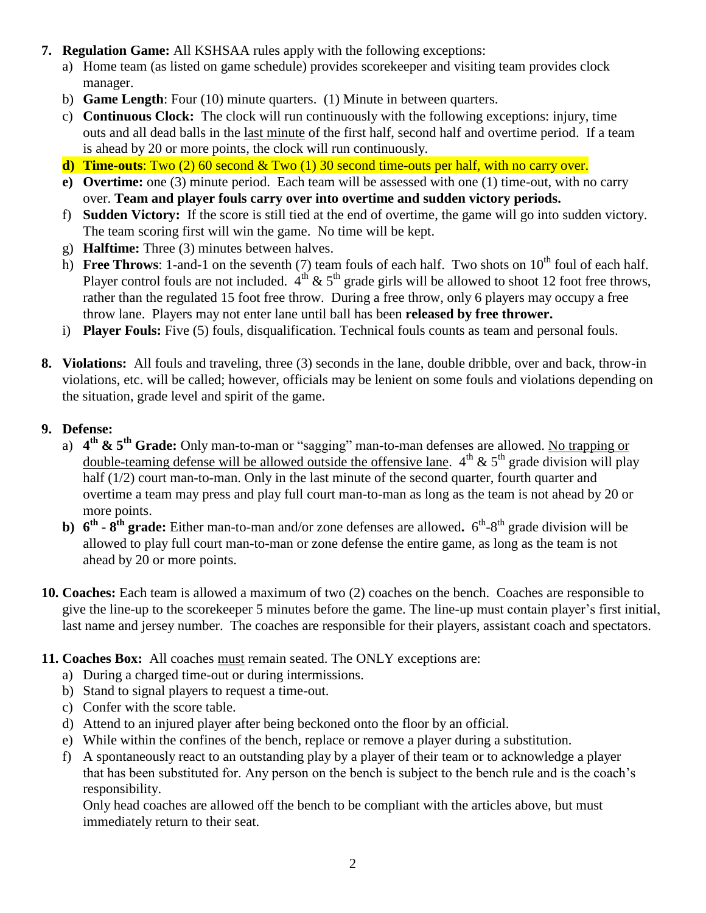7. **Regulation Game:** All KSHSAA rules apply with the following exceptions:
   a) Home team (as listed on game schedule) provides scorekeeper and visiting team provides clock manager.
   b) **Game Length**: Four (10) minute quarters. (1) Minute in between quarters.
   c) **Continuous Clock:** The clock will run continuously with the following exceptions: injury, time outs and all dead balls in the <u>last minute</u> of the first half, second half and overtime period. If a team is ahead by 20 or more points, the clock will run continuously.
   **d) Time-outs**: Two (2) 60 second & Two (1) 30 second time-outs per half, with no carry over.
   **e) Overtime:** one (3) minute period. Each team will be assessed with one (1) time-out, with no carry over. **Team and player fouls carry over into overtime and sudden victory periods.**
   f) **Sudden Victory:** If the score is still tied at the end of overtime, the game will go into sudden victory. The team scoring first will win the game. No time will be kept.
   g) **Halftime:** Three (3) minutes between halves.
   h) **Free Throws**: 1-and-1 on the seventh (7) team fouls of each half. Two shots on 10th foul of each half. Player control fouls are not included. 4th & 5th grade girls will be allowed to shoot 12 foot free throws, rather than the regulated 15 foot free throw. During a free throw, only 6 players may occupy a free throw lane. Players may not enter lane until ball has been **released by free thrower.**
   i) **Player Fouls:** Five (5) fouls, disqualification. Technical fouls counts as team and personal fouls.

8. **Violations:** All fouls and traveling, three (3) seconds in the lane, double dribble, over and back, throw-in violations, etc. will be called; however, officials may be lenient on some fouls and violations depending on the situation, grade level and spirit of the game.

9. **Defense:**
   a) **4th & 5th Grade:** Only man-to-man or "sagging" man-to-man defenses are allowed. <u>No trapping or double-teaming defense will be allowed outside the offensive lane</u>. 4th & 5th grade division will play half (1/2) court man-to-man. Only in the last minute of the second quarter, fourth quarter and overtime a team may press and play full court man-to-man as long as the team is not ahead by 20 or more points.
   **b) 6th - 8th grade:** Either man-to-man and/or zone defenses are allowed**.** 6th-8th grade division will be allowed to play full court man-to-man or zone defense the entire game, as long as the team is not ahead by 20 or more points.

10. **Coaches:** Each team is allowed a maximum of two (2) coaches on the bench. Coaches are responsible to give the line-up to the scorekeeper 5 minutes before the game. The line-up must contain player's first initial, last name and jersey number. The coaches are responsible for their players, assistant coach and spectators.

11. **Coaches Box:** All coaches <u>must</u> remain seated. The ONLY exceptions are:
   a) During a charged time-out or during intermissions.
   b) Stand to signal players to request a time-out.
   c) Confer with the score table.
   d) Attend to an injured player after being beckoned onto the floor by an official.
   e) While within the confines of the bench, replace or remove a player during a substitution.
   f) A spontaneously react to an outstanding play by a player of their team or to acknowledge a player that has been substituted for. Any person on the bench is subject to the bench rule and is the coach's responsibility.
   Only head coaches are allowed off the bench to be compliant with the articles above, but must immediately return to their seat.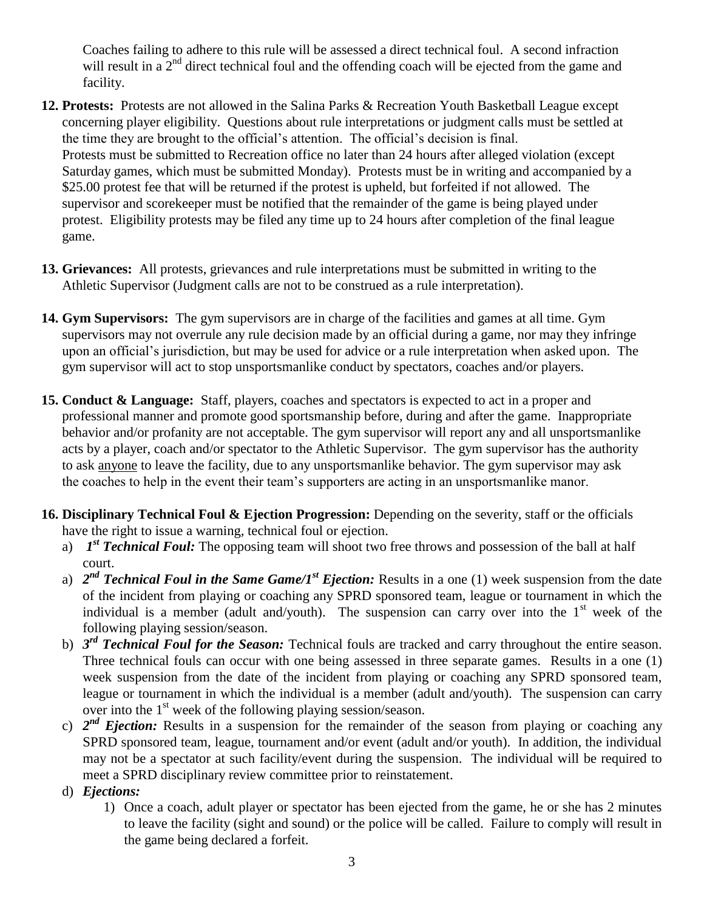Coaches failing to adhere to this rule will be assessed a direct technical foul. A second infraction will result in a 2nd direct technical foul and the offending coach will be ejected from the game and facility.

**12. Protests:** Protests are not allowed in the Salina Parks & Recreation Youth Basketball League except concerning player eligibility. Questions about rule interpretations or judgment calls must be settled at the time they are brought to the official's attention. The official's decision is final. Protests must be submitted to Recreation office no later than 24 hours after alleged violation (except Saturday games, which must be submitted Monday). Protests must be in writing and accompanied by a $25.00 protest fee that will be returned if the protest is upheld, but forfeited if not allowed. The supervisor and scorekeeper must be notified that the remainder of the game is being played under protest. Eligibility protests may be filed any time up to 24 hours after completion of the final league game.

**13. Grievances:** All protests, grievances and rule interpretations must be submitted in writing to the Athletic Supervisor (Judgment calls are not to be construed as a rule interpretation).

**14. Gym Supervisors:** The gym supervisors are in charge of the facilities and games at all time. Gym supervisors may not overrule any rule decision made by an official during a game, nor may they infringe upon an official's jurisdiction, but may be used for advice or a rule interpretation when asked upon. The gym supervisor will act to stop unsportsmanlike conduct by spectators, coaches and/or players.

**15. Conduct & Language:** Staff, players, coaches and spectators is expected to act in a proper and professional manner and promote good sportsmanship before, during and after the game. Inappropriate behavior and/or profanity are not acceptable. The gym supervisor will report any and all unsportsmanlike acts by a player, coach and/or spectator to the Athletic Supervisor. The gym supervisor has the authority to ask <u>anyone</u> to leave the facility, due to any unsportsmanlike behavior. The gym supervisor may ask the coaches to help in the event their team's supporters are acting in an unsportsmanlike manor.

**16. Disciplinary Technical Foul & Ejection Progression:** Depending on the severity, staff or the officials have the right to issue a warning, technical foul or ejection.

a) ***1st Technical Foul:*** The opposing team will shoot two free throws and possession of the ball at half court.

a) ***2nd Technical Foul in the Same Game/1st Ejection:*** Results in a one (1) week suspension from the date of the incident from playing or coaching any SPRD sponsored team, league or tournament in which the individual is a member (adult and/youth). The suspension can carry over into the 1st week of the following playing session/season.

b) ***3rd Technical Foul for the Season:*** Technical fouls are tracked and carry throughout the entire season. Three technical fouls can occur with one being assessed in three separate games. Results in a one (1) week suspension from the date of the incident from playing or coaching any SPRD sponsored team, league or tournament in which the individual is a member (adult and/youth). The suspension can carry over into the 1st week of the following playing session/season.

c) ***2nd Ejection:*** Results in a suspension for the remainder of the season from playing or coaching any SPRD sponsored team, league, tournament and/or event (adult and/or youth). In addition, the individual may not be a spectator at such facility/event during the suspension. The individual will be required to meet a SPRD disciplinary review committee prior to reinstatement.

d) ***Ejections:***

1) Once a coach, adult player or spectator has been ejected from the game, he or she has 2 minutes to leave the facility (sight and sound) or the police will be called. Failure to comply will result in the game being declared a forfeit.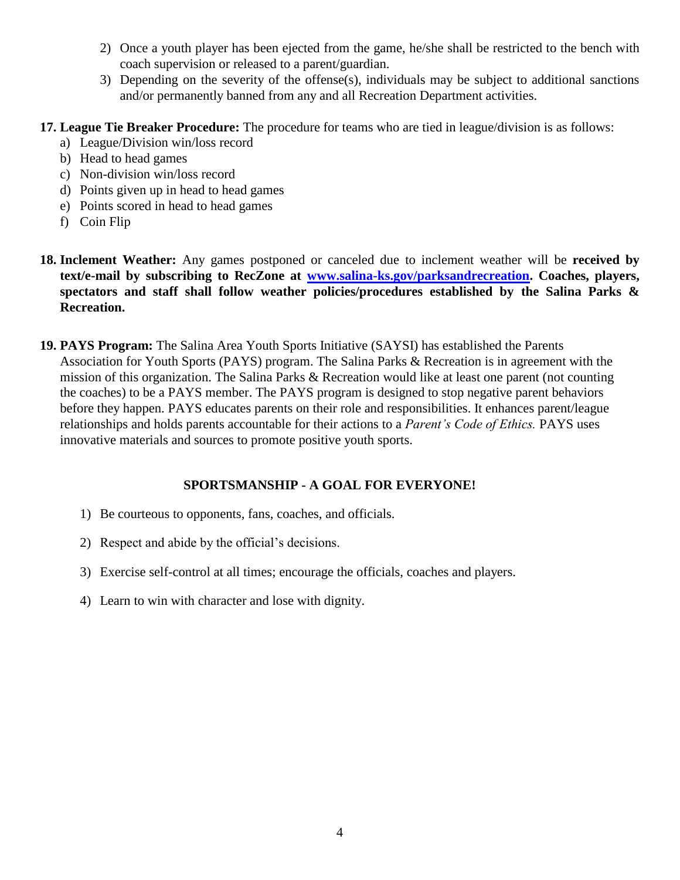2) Once a youth player has been ejected from the game, he/she shall be restricted to the bench with coach supervision or released to a parent/guardian.
3) Depending on the severity of the offense(s), individuals may be subject to additional sanctions and/or permanently banned from any and all Recreation Department activities.

**17. League Tie Breaker Procedure:** The procedure for teams who are tied in league/division is as follows:

a) League/Division win/loss record
b) Head to head games
c) Non-division win/loss record
d) Points given up in head to head games
e) Points scored in head to head games
f) Coin Flip

**18. Inclement Weather:** Any games postponed or canceled due to inclement weather will be **received by text/e-mail by subscribing to RecZone at [www.salina-ks.gov/parksandrecreation](www.salina-ks.gov/parksandrecreation). Coaches, players, spectators and staff shall follow weather policies/procedures established by the Salina Parks & Recreation.**

**19. PAYS Program:** The Salina Area Youth Sports Initiative (SAYSI) has established the Parents Association for Youth Sports (PAYS) program. The Salina Parks & Recreation is in agreement with the mission of this organization. The Salina Parks & Recreation would like at least one parent (not counting the coaches) to be a PAYS member. The PAYS program is designed to stop negative parent behaviors before they happen. PAYS educates parents on their role and responsibilities. It enhances parent/league relationships and holds parents accountable for their actions to a *Parent's Code of Ethics.* PAYS uses innovative materials and sources to promote positive youth sports.

**SPORTSMANSHIP - A GOAL FOR EVERYONE!**

1) Be courteous to opponents, fans, coaches, and officials.
2) Respect and abide by the official's decisions.
3) Exercise self-control at all times; encourage the officials, coaches and players.
4) Learn to win with character and lose with dignity.